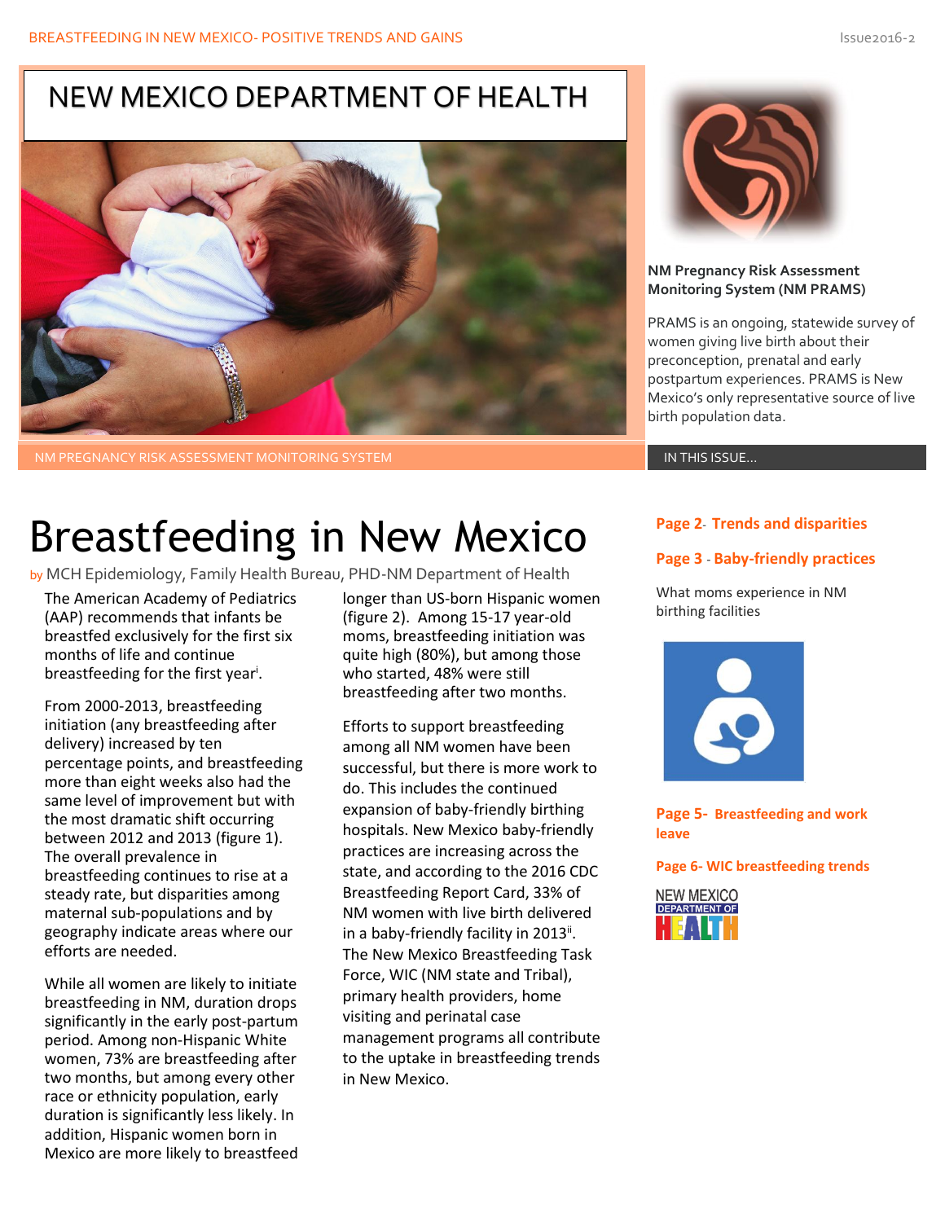# NEW MEXICO DEPARTMENT OF HEALTH

NM PREGNANCY RISK ASSESSMENT MONITORING SYSTEM

**NM Pregnancy Risk Assessment Monitoring System (NM PRAMS)**

PRAMS is an ongoing, statewide survey of women giving live birth about their preconception, prenatal and early postpartum experiences. PRAMS is New Mexico's only representative source of live birth population data.

IN THIS ISSUE...

**Page 2- Trends and disparities**

**Page 3 - Baby-friendly practices**

What moms experience in NM birthing facilities

**Page 5- Breastfeeding and work leave**

**Page 6- WIC breastfeeding trends**

# Breastfeeding in New Mexico

by MCH Epidemiology, Family Health Bureau, PHD-NM Department of Health

The American Academy of Pediatrics (AAP) recommends that infants be breastfed exclusively for the first six months of life and continue breastfeeding for the first year[i].

From 2000-2013, breastfeeding initiation (any breastfeeding after delivery) increased by ten percentage points, and breastfeeding more than eight weeks also had the same level of improvement but with the most dramatic shift occurring between 2012 and 2013 (figure 1). The overall prevalence in breastfeeding continues to rise at a steady rate, but disparities among maternal sub-populations and by geography indicate areas where our efforts are needed.

While all women are likely to initiate breastfeeding in NM, duration drops significantly in the early post-partum period. Among non-Hispanic White women, 73% are breastfeeding after two months, but among every other race or ethnicity population, early duration is significantly less likely. In addition, Hispanic women born in Mexico are more likely to breastfeed longer than US-born Hispanic women (figure 2). Among 15-17 year-old moms, breastfeeding initiation was quite high (80%), but among those who started, 48% were still breastfeeding after two months.

Efforts to support breastfeeding among all NM women have been successful, but there is more work to do. This includes the continued expansion of baby-friendly birthing hospitals. New Mexico baby-friendly practices are increasing across the state, and according to the 2016 CDC Breastfeeding Report Card, 33% of NM women with live birth delivered in a baby-friendly facility in 2013[ii]. The New Mexico Breastfeeding Task Force, WIC (NM state and Tribal), primary health providers, home visiting and perinatal case management programs all contribute to the uptake in breastfeeding trends in New Mexico.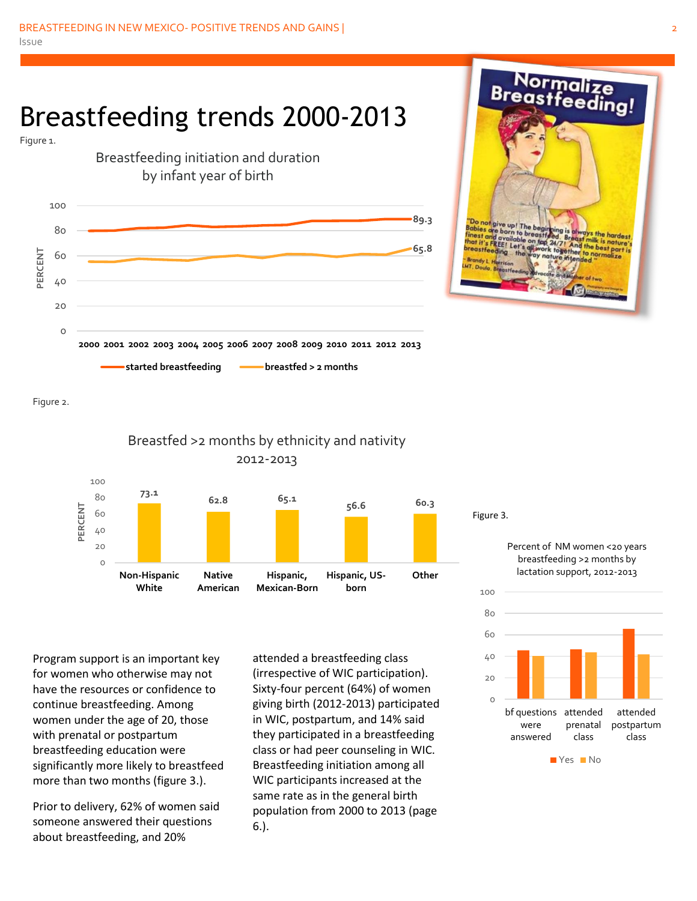# Breastfeeding trends 2000-2013

Figure 1.

Breastfeeding initiation and duration by infant year of birth

| Year | started breastfeeding | breastfed > 2 months |
|---|---|---|
| 2013 | 89.3 | 65.8 |

Figure 2.

Breastfed >2 months by ethnicity and nativity 2012-2013

| Group | Percent |
|---|---|
| Non-Hispanic White | 73.1 |
| Native American | 62.8 |
| Hispanic, Mexican-Born | 65.1 |
| Hispanic, US-born | 56.6 |
| Other | 60.3 |

Figure 3.

Percent of NM women <20 years breastfeeding >2 months by lactation support, 2012-2013

Categories: bf questions were answered; attended prenatal class; attended postpartum class (Yes / No)

Program support is an important key for women who otherwise may not have the resources or confidence to continue breastfeeding. Among women under the age of 20, those with prenatal or postpartum breastfeeding education were significantly more likely to breastfeed more than two months (figure 3.).

Prior to delivery, 62% of women said someone answered their questions about breastfeeding, and 20% attended a breastfeeding class (irrespective of WIC participation). Sixty-four percent (64%) of women giving birth (2012-2013) participated in WIC, postpartum, and 14% said they participated in a breastfeeding class or had peer counseling in WIC. Breastfeeding initiation among all WIC participants increased at the same rate as in the general birth population from 2000 to 2013 (page 6.).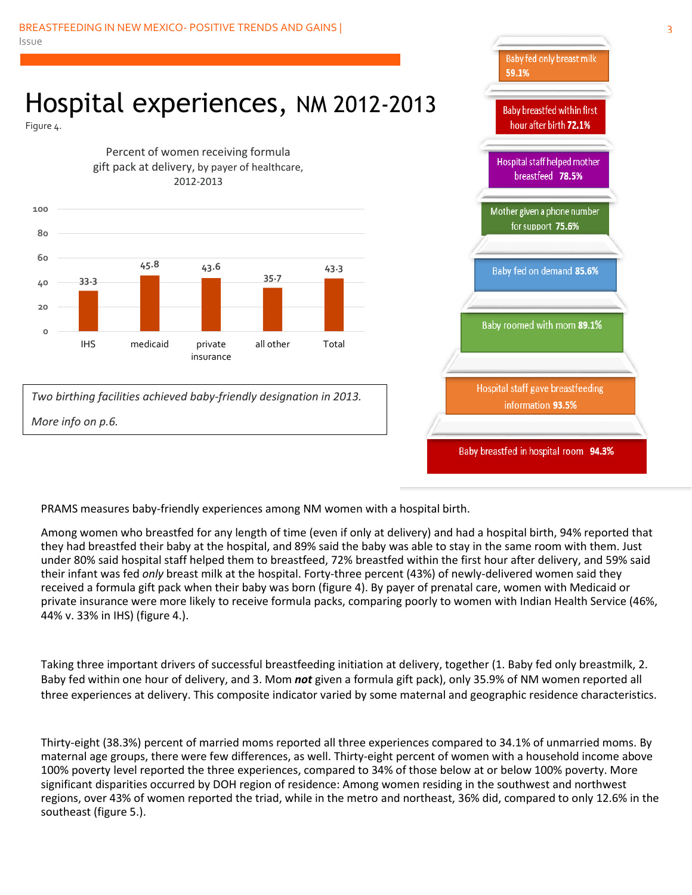# Hospital experiences, NM 2012-2013

Figure 4.

Percent of women receiving formula gift pack at delivery, by payer of healthcare, 2012-2013

| Payer | Percent |
|---|---|
| IHS | 33.3 |
| medicaid | 45.8 |
| private insurance | 43.6 |
| all other | 35.7 |
| Total | 43.3 |

*Two birthing facilities achieved baby-friendly designation in 2013.*

*More info on p.6.*

- Baby fed only breast milk **59.1%**
- Baby breastfed within first hour after birth **72.1%**
- Hospital staff helped mother breastfeed **78.5%**
- Mother given a phone number for support **75.6%**
- Baby fed on demand **85.6%**
- Baby roomed with mom **89.1%**
- Hospital staff gave breastfeeding information **93.5%**
- Baby breastfed in hospital room **94.3%**

PRAMS measures baby-friendly experiences among NM women with a hospital birth.

Among women who breastfed for any length of time (even if only at delivery) and had a hospital birth, 94% reported that they had breastfed their baby at the hospital, and 89% said the baby was able to stay in the same room with them. Just under 80% said hospital staff helped them to breastfeed, 72% breastfed within the first hour after delivery, and 59% said their infant was fed *only* breast milk at the hospital. Forty-three percent (43%) of newly-delivered women said they received a formula gift pack when their baby was born (figure 4). By payer of prenatal care, women with Medicaid or private insurance were more likely to receive formula packs, comparing poorly to women with Indian Health Service (46%, 44% v. 33% in IHS) (figure 4.).

Taking three important drivers of successful breastfeeding initiation at delivery, together (1. Baby fed only breastmilk, 2. Baby fed within one hour of delivery, and 3. Mom ***not*** given a formula gift pack), only 35.9% of NM women reported all three experiences at delivery. This composite indicator varied by some maternal and geographic residence characteristics.

Thirty-eight (38.3%) percent of married moms reported all three experiences compared to 34.1% of unmarried moms. By maternal age groups, there were few differences, as well. Thirty-eight percent of women with a household income above 100% poverty level reported the three experiences, compared to 34% of those below at or below 100% poverty. More significant disparities occurred by DOH region of residence: Among women residing in the southwest and northwest regions, over 43% of women reported the triad, while in the metro and northeast, 36% did, compared to only 12.6% in the southeast (figure 5.).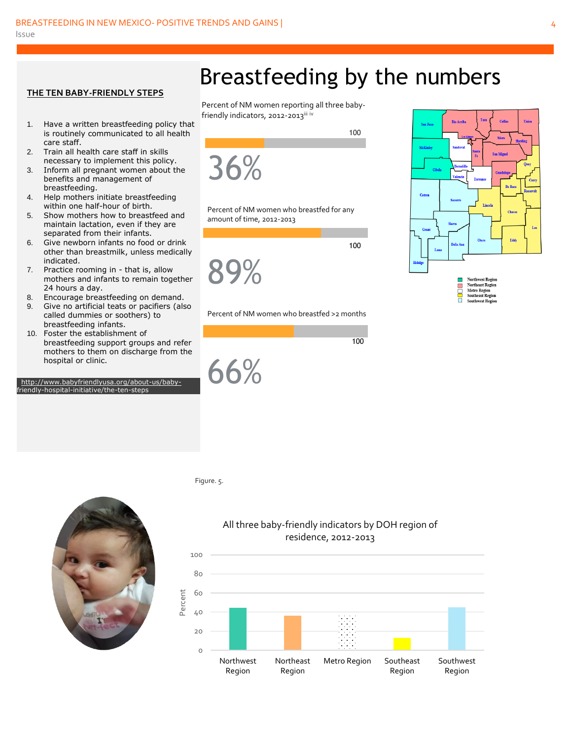## THE TEN BABY-FRIENDLY STEPS

1. Have a written breastfeeding policy that is routinely communicated to all health care staff.
2. Train all health care staff in skills necessary to implement this policy.
3. Inform all pregnant women about the benefits and management of breastfeeding.
4. Help mothers initiate breastfeeding within one half-hour of birth.
5. Show mothers how to breastfeed and maintain lactation, even if they are separated from their infants.
6. Give newborn infants no food or drink other than breastmilk, unless medically indicated.
7. Practice rooming in - that is, allow mothers and infants to remain together 24 hours a day.
8. Encourage breastfeeding on demand.
9. Give no artificial teats or pacifiers (also called dummies or soothers) to breastfeeding infants.
10. Foster the establishment of breastfeeding support groups and refer mothers to them on discharge from the hospital or clinic.

http://www.babyfriendlyusa.org/about-us/baby-friendly-hospital-initiative/the-ten-steps

# Breastfeeding by the numbers

Percent of NM women reporting all three baby-friendly indicators, 2012-2013[iii iv]

100

36%

Percent of NM women who breastfed for any amount of time, 2012-2013

100

89%

Percent of NM women who breastfed >2 months

100

66%

Northwest Region
Northeast Region
Metro Region
Southeast Region
Southwest Region

Figure. 5.

All three baby-friendly indicators by DOH region of residence, 2012-2013

| Region | Percent (approx.) |
|---|---|
| Northwest Region | 44 |
| Northeast Region | 36 |
| Metro Region | 36 |
| Southeast Region | 12 |
| Southwest Region | 44 |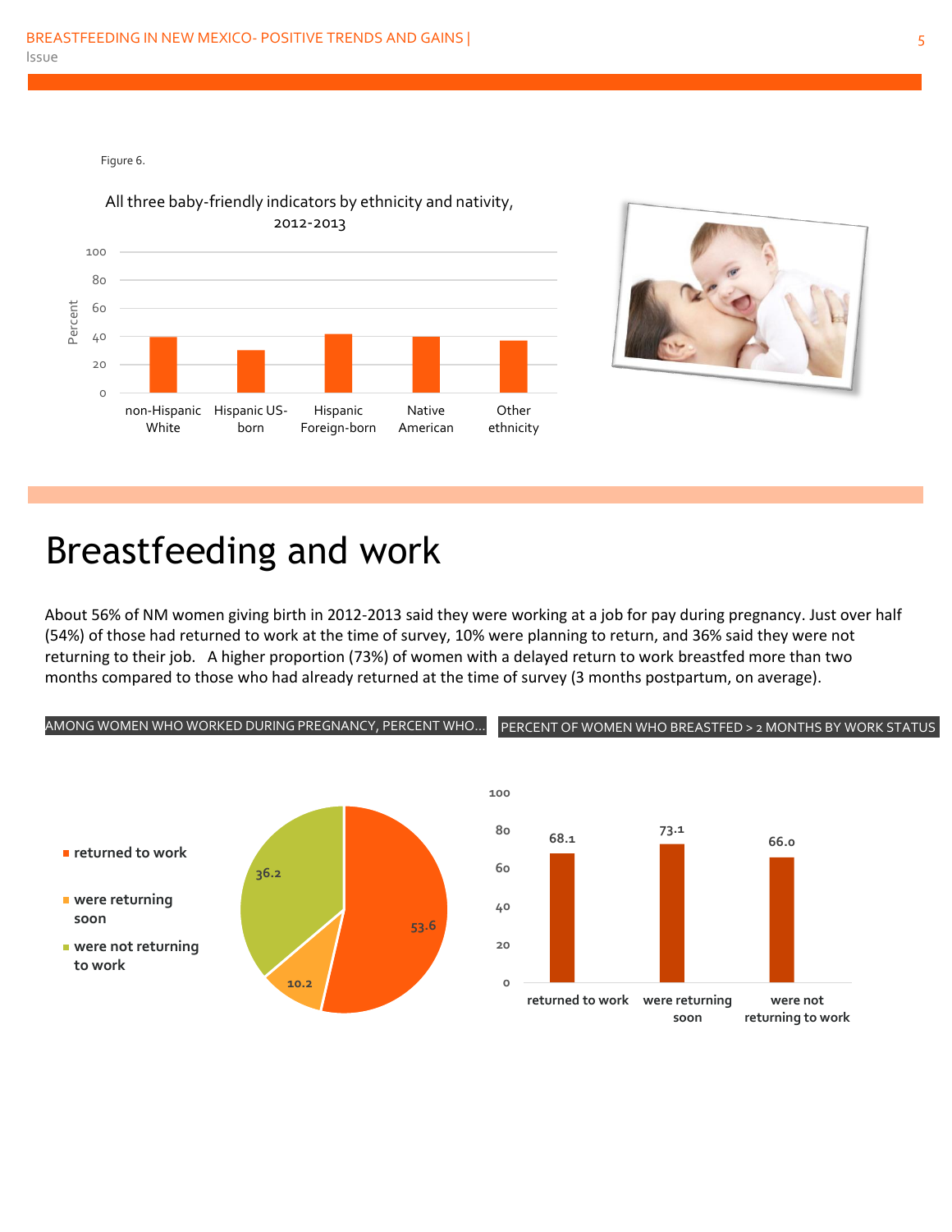Figure 6.

All three baby-friendly indicators by ethnicity and nativity, 2012-2013

# Breastfeeding and work

About 56% of NM women giving birth in 2012-2013 said they were working at a job for pay during pregnancy. Just over half (54%) of those had returned to work at the time of survey, 10% were planning to return, and 36% said they were not returning to their job. A higher proportion (73%) of women with a delayed return to work breastfed more than two months compared to those who had already returned at the time of survey (3 months postpartum, on average).

AMONG WOMEN WHO WORKED DURING PREGNANCY, PERCENT WHO...

| | Percent |
| --- | --- |
| returned to work | 53.6 |
| were returning soon | 10.2 |
| were not returning to work | 36.2 |

PERCENT OF WOMEN WHO BREASTFED > 2 MONTHS BY WORK STATUS

| | Percent |
| --- | --- |
| returned to work | 68.1 |
| were returning soon | 73.1 |
| were not returning to work | 66.0 |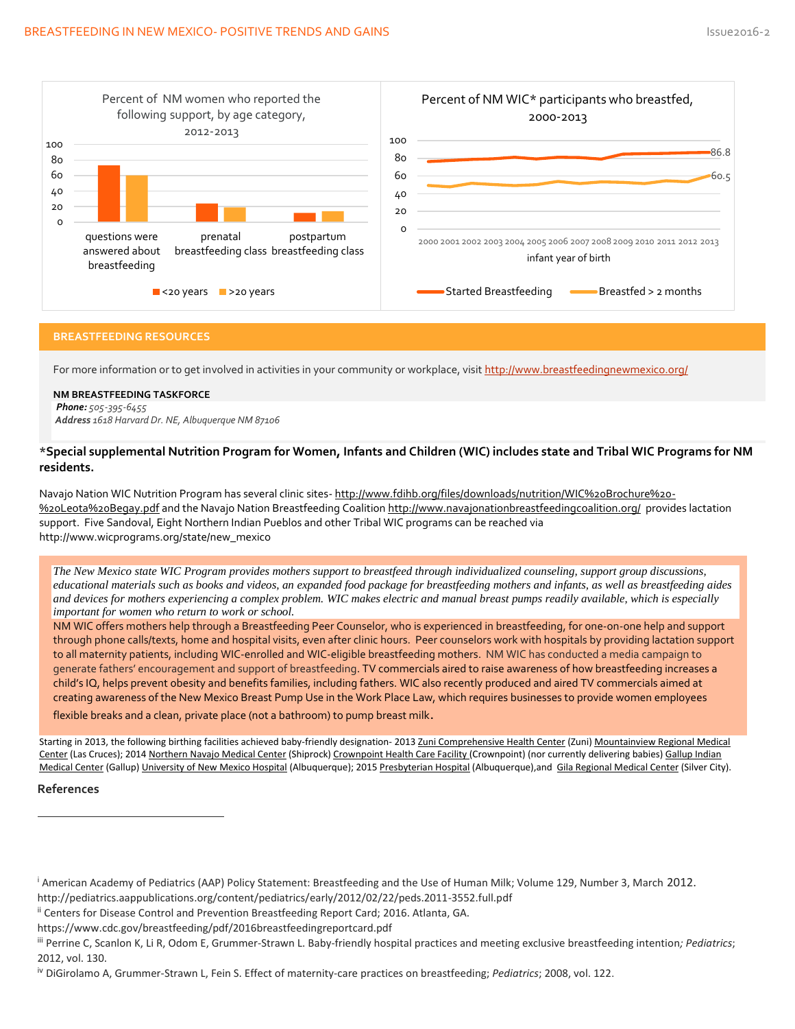Percent of NM women who reported the following support, by age category, 2012-2013

100
80
60
40
20
0

questions were answered about breastfeeding

prenatal breastfeeding class

postpartum breastfeeding class

<20 years  >20 years

Percent of NM WIC* participants who breastfed, 2000-2013

100
80
60
40
20
0

2000 2001 2002 2003 2004 2005 2006 2007 2008 2009 2010 2011 2012 2013

infant year of birth

86.8

60.5

Started Breastfeeding  Breastfed > 2 months

## BREASTFEEDING RESOURCES

For more information or to get involved in activities in your community or workplace, visit http://www.breastfeedingnewmexico.org/

**NM BREASTFEEDING TASKFORCE**

***Phone:*** *505-395-6455*

***Address*** *1618 Harvard Dr. NE, Albuquerque NM 87106*

**\*Special supplemental Nutrition Program for Women, Infants and Children (WIC) includes state and Tribal WIC Programs for NM residents.**

Navajo Nation WIC Nutrition Program has several clinic sites- http://www.fdihb.org/files/downloads/nutrition/WIC%20Brochure%20-%20Leota%20Begay.pdf and the Navajo Nation Breastfeeding Coalition http://www.navajonationbreastfeedingcoalition.org/ provides lactation support. Five Sandoval, Eight Northern Indian Pueblos and other Tribal WIC programs can be reached via http://www.wicprograms.org/state/new_mexico

*The New Mexico state WIC Program provides mothers support to breastfeed through individualized counseling, support group discussions, educational materials such as books and videos, an expanded food package for breastfeeding mothers and infants, as well as breastfeeding aides and devices for mothers experiencing a complex problem. WIC makes electric and manual breast pumps readily available, which is especially important for women who return to work or school.*

NM WIC offers mothers help through a Breastfeeding Peer Counselor, who is experienced in breastfeeding, for one-on-one help and support through phone calls/texts, home and hospital visits, even after clinic hours. Peer counselors work with hospitals by providing lactation support to all maternity patients, including WIC-enrolled and WIC-eligible breastfeeding mothers. NM WIC has conducted a media campaign to generate fathers' encouragement and support of breastfeeding. TV commercials aired to raise awareness of how breastfeeding increases a child's IQ, helps prevent obesity and benefits families, including fathers. WIC also recently produced and aired TV commercials aimed at creating awareness of the New Mexico Breast Pump Use in the Work Place Law, which requires businesses to provide women employees flexible breaks and a clean, private place (not a bathroom) to pump breast milk.

Starting in 2013, the following birthing facilities achieved baby-friendly designation- 2013 Zuni Comprehensive Health Center (Zuni) Mountainview Regional Medical Center (Las Cruces); 2014 Northern Navajo Medical Center (Shiprock) Crownpoint Health Care Facility (Crownpoint) (nor currently delivering babies) Gallup Indian Medical Center (Gallup) University of New Mexico Hospital (Albuquerque); 2015 Presbyterian Hospital (Albuquerque),and Gila Regional Medical Center (Silver City).

## References

---

[i] American Academy of Pediatrics (AAP) Policy Statement: Breastfeeding and the Use of Human Milk; Volume 129, Number 3, March 2012. http://pediatrics.aappublications.org/content/pediatrics/early/2012/02/22/peds.2011-3552.full.pdf

[ii] Centers for Disease Control and Prevention Breastfeeding Report Card; 2016. Atlanta, GA. https://www.cdc.gov/breastfeeding/pdf/2016breastfeedingreportcard.pdf

[iii] Perrine C, Scanlon K, Li R, Odom E, Grummer-Strawn L. Baby-friendly hospital practices and meeting exclusive breastfeeding intention*; Pediatrics*; 2012, vol. 130.

[iv] DiGirolamo A, Grummer-Strawn L, Fein S. Effect of maternity-care practices on breastfeeding; *Pediatrics*; 2008, vol. 122.